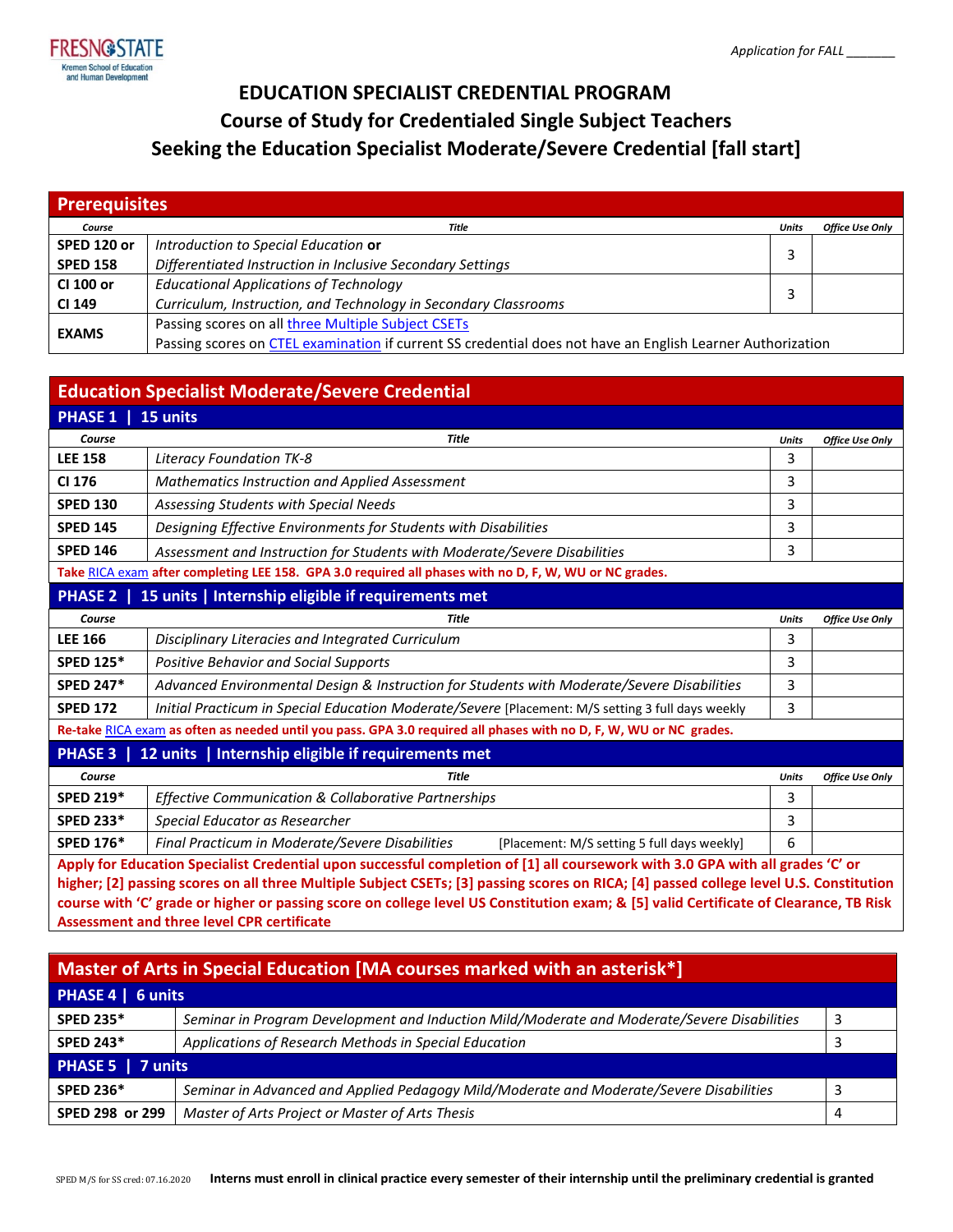FRESNO STATE
Kremen School of Education and Human Development

Application for FALL _______

# EDUCATION SPECIALIST CREDENTIAL PROGRAM
## Course of Study for Credentialed Single Subject Teachers
## Seeking the Education Specialist Moderate/Severe Credential [fall start]

### Prerequisites

| Course | Title | Units | Office Use Only |
|---|---|---|---|
| **SPED 120 or SPED 158** | *Introduction to Special Education* **or** *Differentiated Instruction in Inclusive Secondary Settings* | 3 | |
| **CI 100 or CI 149** | *Educational Applications of Technology* / *Curriculum, Instruction, and Technology in Secondary Classrooms* | 3 | |
| **EXAMS** | Passing scores on all three Multiple Subject CSETs<br>Passing scores on CTEL examination if current SS credential does not have an English Learner Authorization | | |

### Education Specialist Moderate/Severe Credential

**PHASE 1 | 15 units**

| Course | Title | Units | Office Use Only |
|---|---|---|---|
| **LEE 158** | *Literacy Foundation TK-8* | 3 | |
| **CI 176** | *Mathematics Instruction and Applied Assessment* | 3 | |
| **SPED 130** | *Assessing Students with Special Needs* | 3 | |
| **SPED 145** | *Designing Effective Environments for Students with Disabilities* | 3 | |
| **SPED 146** | *Assessment and Instruction for Students with Moderate/Severe Disabilities* | 3 | |

**Take RICA exam after completing LEE 158. GPA 3.0 required all phases with no D, F, W, WU or NC grades.**

**PHASE 2 | 15 units | Internship eligible if requirements met**

| Course | Title | Units | Office Use Only |
|---|---|---|---|
| **LEE 166** | *Disciplinary Literacies and Integrated Curriculum* | 3 | |
| **SPED 125*** | *Positive Behavior and Social Supports* | 3 | |
| **SPED 247*** | *Advanced Environmental Design & Instruction for Students with Moderate/Severe Disabilities* | 3 | |
| **SPED 172** | *Initial Practicum in Special Education Moderate/Severe* [Placement: M/S setting 3 full days weekly | 3 | |

**Re-take RICA exam as often as needed until you pass. GPA 3.0 required all phases with no D, F, W, WU or NC grades.**

**PHASE 3 | 12 units | Internship eligible if requirements met**

| Course | Title | Units | Office Use Only |
|---|---|---|---|
| **SPED 219*** | *Effective Communication & Collaborative Partnerships* | 3 | |
| **SPED 233*** | *Special Educator as Researcher* | 3 | |
| **SPED 176*** | *Final Practicum in Moderate/Severe Disabilities* [Placement: M/S setting 5 full days weekly] | 6 | |

**Apply for Education Specialist Credential upon successful completion of [1] all coursework with 3.0 GPA with all grades 'C' or higher; [2] passing scores on all three Multiple Subject CSETs; [3] passing scores on RICA; [4] passed college level U.S. Constitution course with 'C' grade or higher or passing score on college level US Constitution exam; & [5] valid Certificate of Clearance, TB Risk Assessment and three level CPR certificate**

### Master of Arts in Special Education [MA courses marked with an asterisk*]

**PHASE 4 | 6 units**

| Course | Title | Units |
|---|---|---|
| **SPED 235*** | *Seminar in Program Development and Induction Mild/Moderate and Moderate/Severe Disabilities* | 3 |
| **SPED 243*** | *Applications of Research Methods in Special Education* | 3 |

**PHASE 5 | 7 units**

| Course | Title | Units |
|---|---|---|
| **SPED 236*** | *Seminar in Advanced and Applied Pedagogy Mild/Moderate and Moderate/Severe Disabilities* | 3 |
| **SPED 298 or 299** | *Master of Arts Project or Master of Arts Thesis* | 4 |

SPED M/S for SS cred: 07.16.2020 **Interns must enroll in clinical practice every semester of their internship until the preliminary credential is granted**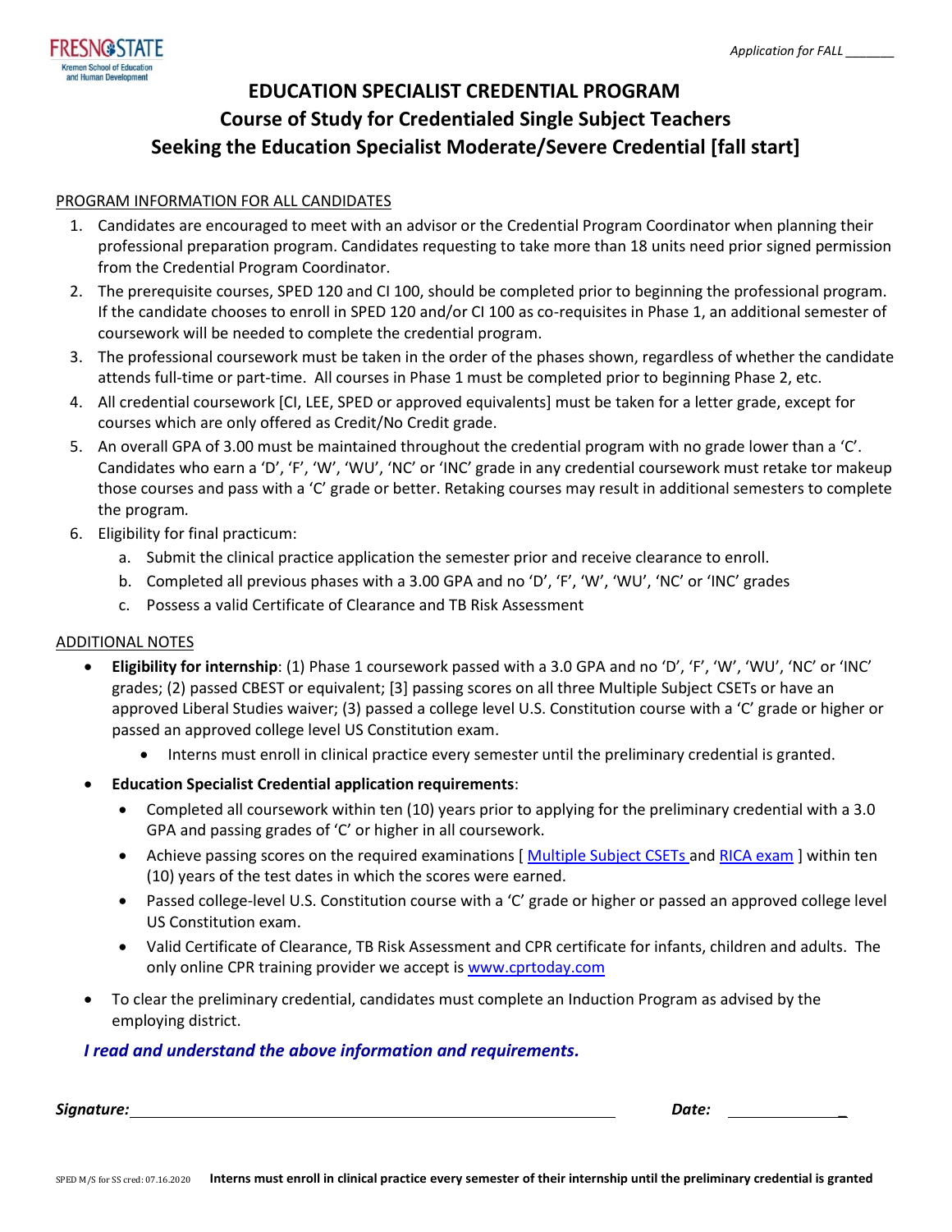Application for FALL _______

# EDUCATION SPECIALIST CREDENTIAL PROGRAM
## Course of Study for Credentialed Single Subject Teachers
## Seeking the Education Specialist Moderate/Severe Credential [fall start]

PROGRAM INFORMATION FOR ALL CANDIDATES

1. Candidates are encouraged to meet with an advisor or the Credential Program Coordinator when planning their professional preparation program. Candidates requesting to take more than 18 units need prior signed permission from the Credential Program Coordinator.
2. The prerequisite courses, SPED 120 and CI 100, should be completed prior to beginning the professional program. If the candidate chooses to enroll in SPED 120 and/or CI 100 as co-requisites in Phase 1, an additional semester of coursework will be needed to complete the credential program.
3. The professional coursework must be taken in the order of the phases shown, regardless of whether the candidate attends full-time or part-time. All courses in Phase 1 must be completed prior to beginning Phase 2, etc.
4. All credential coursework [CI, LEE, SPED or approved equivalents] must be taken for a letter grade, except for courses which are only offered as Credit/No Credit grade.
5. An overall GPA of 3.00 must be maintained throughout the credential program with no grade lower than a 'C'. Candidates who earn a 'D', 'F', 'W', 'WU', 'NC' or 'INC' grade in any credential coursework must retake tor makeup those courses and pass with a 'C' grade or better. Retaking courses may result in additional semesters to complete the program.
6. Eligibility for final practicum:
   a. Submit the clinical practice application the semester prior and receive clearance to enroll.
   b. Completed all previous phases with a 3.00 GPA and no 'D', 'F', 'W', 'WU', 'NC' or 'INC' grades
   c. Possess a valid Certificate of Clearance and TB Risk Assessment

ADDITIONAL NOTES

- **Eligibility for internship**: (1) Phase 1 coursework passed with a 3.0 GPA and no 'D', 'F', 'W', 'WU', 'NC' or 'INC' grades; (2) passed CBEST or equivalent; [3] passing scores on all three Multiple Subject CSETs or have an approved Liberal Studies waiver; (3) passed a college level U.S. Constitution course with a 'C' grade or higher or passed an approved college level US Constitution exam.
  - Interns must enroll in clinical practice every semester until the preliminary credential is granted.
- **Education Specialist Credential application requirements**:
  - Completed all coursework within ten (10) years prior to applying for the preliminary credential with a 3.0 GPA and passing grades of 'C' or higher in all coursework.
  - Achieve passing scores on the required examinations [ Multiple Subject CSETs and RICA exam ] within ten (10) years of the test dates in which the scores were earned.
  - Passed college-level U.S. Constitution course with a 'C' grade or higher or passed an approved college level US Constitution exam.
  - Valid Certificate of Clearance, TB Risk Assessment and CPR certificate for infants, children and adults. The only online CPR training provider we accept is www.cprtoday.com
- To clear the preliminary credential, candidates must complete an Induction Program as advised by the employing district.

***I read and understand the above information and requirements.***

***Signature:*** ______________________________ ***Date:*** ______________

SPED M/S for SS cred: 07.16.2020 **Interns must enroll in clinical practice every semester of their internship until the preliminary credential is granted**